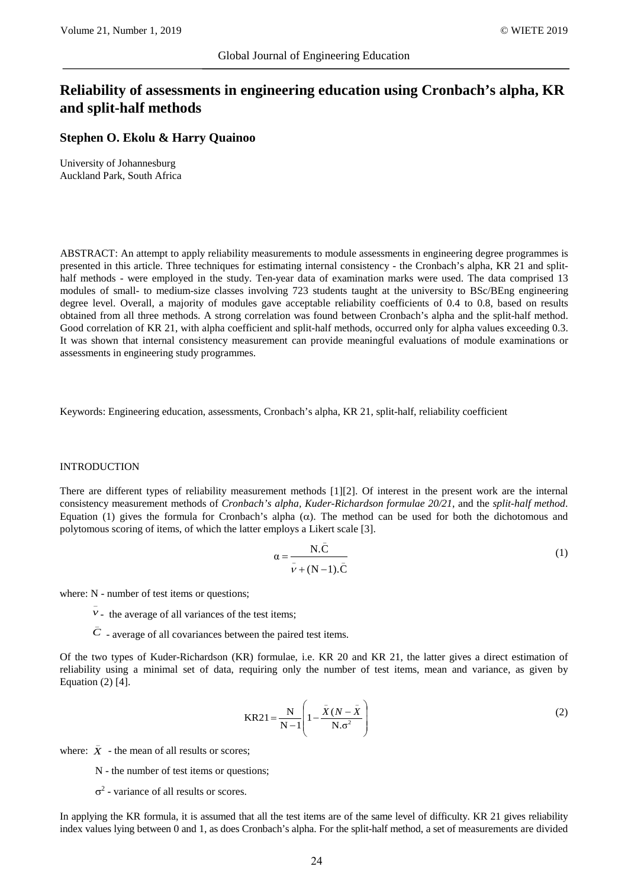# Reliability of assessments in engineering education using Cronbach's alpha, KR and split-half methods

**Stephen O. Ekolu & Harry Quainoo**

University of Johannesburg
Auckland Park, South Africa

ABSTRACT: An attempt to apply reliability measurements to module assessments in engineering degree programmes is presented in this article. Three techniques for estimating internal consistency - the Cronbach's alpha, KR 21 and split-half methods - were employed in the study. Ten-year data of examination marks were used. The data comprised 13 modules of small- to medium-size classes involving 723 students taught at the university to BSc/BEng engineering degree level. Overall, a majority of modules gave acceptable reliability coefficients of 0.4 to 0.8, based on results obtained from all three methods. A strong correlation was found between Cronbach's alpha and the split-half method. Good correlation of KR 21, with alpha coefficient and split-half methods, occurred only for alpha values exceeding 0.3. It was shown that internal consistency measurement can provide meaningful evaluations of module examinations or assessments in engineering study programmes.

Keywords: Engineering education, assessments, Cronbach's alpha, KR 21, split-half, reliability coefficient

## INTRODUCTION

There are different types of reliability measurement methods [1][2]. Of interest in the present work are the internal consistency measurement methods of *Cronbach's alpha*, *Kuder-Richardson formulae 20/21*, and the *split-half method*. Equation (1) gives the formula for Cronbach's alpha ($\alpha$). The method can be used for both the dichotomous and polytomous scoring of items, of which the latter employs a Likert scale [3].

$$\alpha = \frac{\mathrm{N}.\bar{\mathrm{C}}}{\bar{v} + (\mathrm{N}-1).\bar{\mathrm{C}}} \tag{1}$$

where: N - number of test items or questions;

$\bar{v}$ - the average of all variances of the test items;

$\bar{C}$ - average of all covariances between the paired test items.

Of the two types of Kuder-Richardson (KR) formulae, i.e. KR 20 and KR 21, the latter gives a direct estimation of reliability using a minimal set of data, requiring only the number of test items, mean and variance, as given by Equation (2) [4].

$$\mathrm{KR21} = \frac{\mathrm{N}}{\mathrm{N}-1}\left(1 - \frac{\bar{X}(N-\bar{X})}{\mathrm{N}.\sigma^2}\right) \tag{2}$$

where: $\bar{X}$ - the mean of all results or scores;

N - the number of test items or questions;

$\sigma^2$ - variance of all results or scores.

In applying the KR formula, it is assumed that all the test items are of the same level of difficulty. KR 21 gives reliability index values lying between 0 and 1, as does Cronbach's alpha. For the split-half method, a set of measurements are divided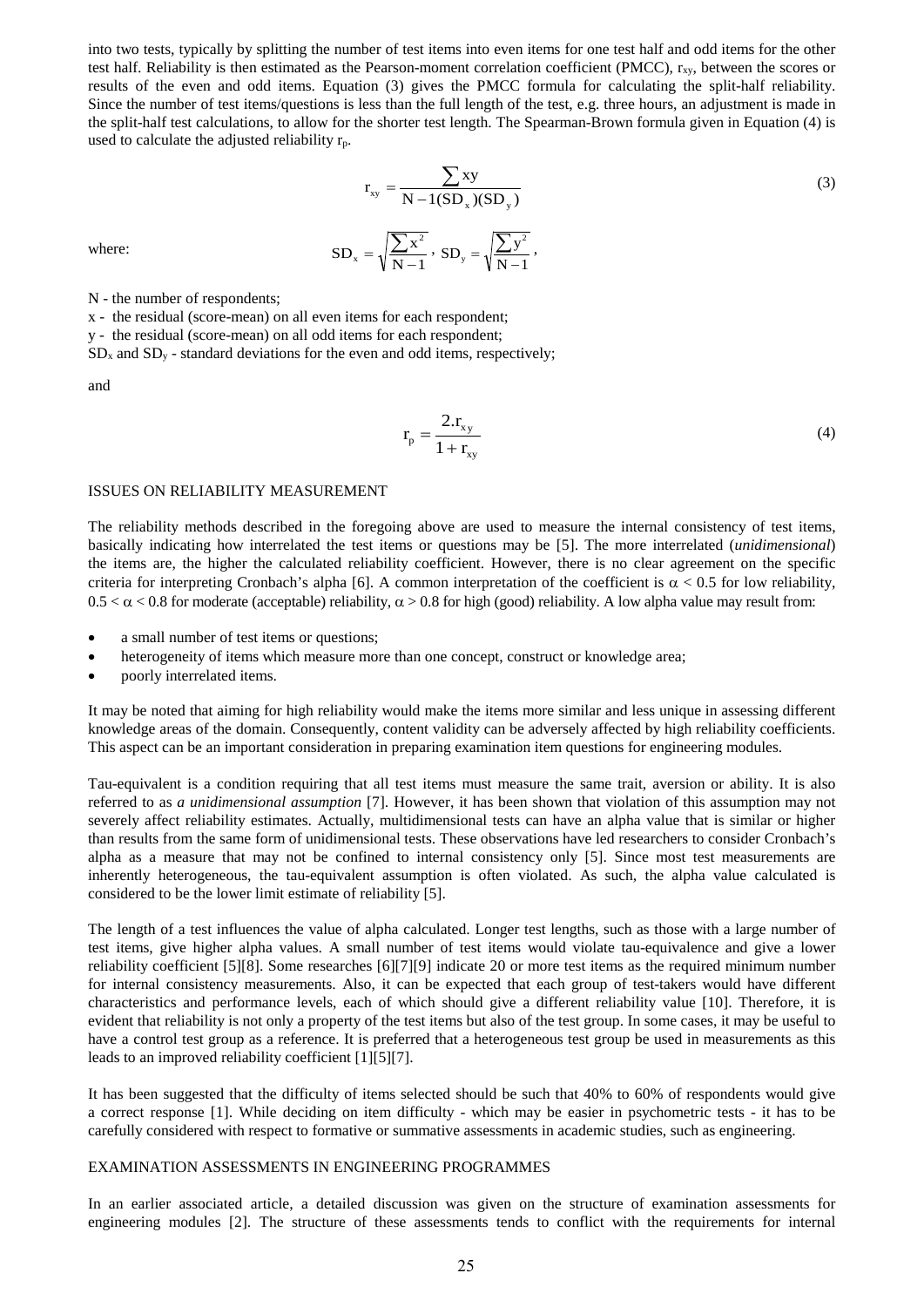into two tests, typically by splitting the number of test items into even items for one test half and odd items for the other test half. Reliability is then estimated as the Pearson-moment correlation coefficient (PMCC), $r_{xy}$, between the scores or results of the even and odd items. Equation (3) gives the PMCC formula for calculating the split-half reliability. Since the number of test items/questions is less than the full length of the test, e.g. three hours, an adjustment is made in the split-half test calculations, to allow for the shorter test length. The Spearman-Brown formula given in Equation (4) is used to calculate the adjusted reliability $r_p$.

$$r_{xy} = \frac{\sum xy}{N-1(SD_x)(SD_y)} \tag{3}$$

where:

$$SD_x = \sqrt{\frac{\sum x^2}{N-1}}, \; SD_y = \sqrt{\frac{\sum y^2}{N-1}},$$

N - the number of respondents;

x - the residual (score-mean) on all even items for each respondent;

y - the residual (score-mean) on all odd items for each respondent;

$SD_x$ and $SD_y$ - standard deviations for the even and odd items, respectively;

and

$$r_p = \frac{2.r_{xy}}{1 + r_{xy}} \tag{4}$$

## ISSUES ON RELIABILITY MEASUREMENT

The reliability methods described in the foregoing above are used to measure the internal consistency of test items, basically indicating how interrelated the test items or questions may be [5]. The more interrelated (*unidimensional*) the items are, the higher the calculated reliability coefficient. However, there is no clear agreement on the specific criteria for interpreting Cronbach's alpha [6]. A common interpretation of the coefficient is $\alpha < 0.5$ for low reliability, $0.5 < \alpha < 0.8$ for moderate (acceptable) reliability, $\alpha > 0.8$ for high (good) reliability. A low alpha value may result from:

- a small number of test items or questions;
- heterogeneity of items which measure more than one concept, construct or knowledge area;
- poorly interrelated items.

It may be noted that aiming for high reliability would make the items more similar and less unique in assessing different knowledge areas of the domain. Consequently, content validity can be adversely affected by high reliability coefficients. This aspect can be an important consideration in preparing examination item questions for engineering modules.

Tau-equivalent is a condition requiring that all test items must measure the same trait, aversion or ability. It is also referred to as *a unidimensional assumption* [7]. However, it has been shown that violation of this assumption may not severely affect reliability estimates. Actually, multidimensional tests can have an alpha value that is similar or higher than results from the same form of unidimensional tests. These observations have led researchers to consider Cronbach's alpha as a measure that may not be confined to internal consistency only [5]. Since most test measurements are inherently heterogeneous, the tau-equivalent assumption is often violated. As such, the alpha value calculated is considered to be the lower limit estimate of reliability [5].

The length of a test influences the value of alpha calculated. Longer test lengths, such as those with a large number of test items, give higher alpha values. A small number of test items would violate tau-equivalence and give a lower reliability coefficient [5][8]. Some researches [6][7][9] indicate 20 or more test items as the required minimum number for internal consistency measurements. Also, it can be expected that each group of test-takers would have different characteristics and performance levels, each of which should give a different reliability value [10]. Therefore, it is evident that reliability is not only a property of the test items but also of the test group. In some cases, it may be useful to have a control test group as a reference. It is preferred that a heterogeneous test group be used in measurements as this leads to an improved reliability coefficient [1][5][7].

It has been suggested that the difficulty of items selected should be such that 40% to 60% of respondents would give a correct response [1]. While deciding on item difficulty - which may be easier in psychometric tests - it has to be carefully considered with respect to formative or summative assessments in academic studies, such as engineering.

## EXAMINATION ASSESSMENTS IN ENGINEERING PROGRAMMES

In an earlier associated article, a detailed discussion was given on the structure of examination assessments for engineering modules [2]. The structure of these assessments tends to conflict with the requirements for internal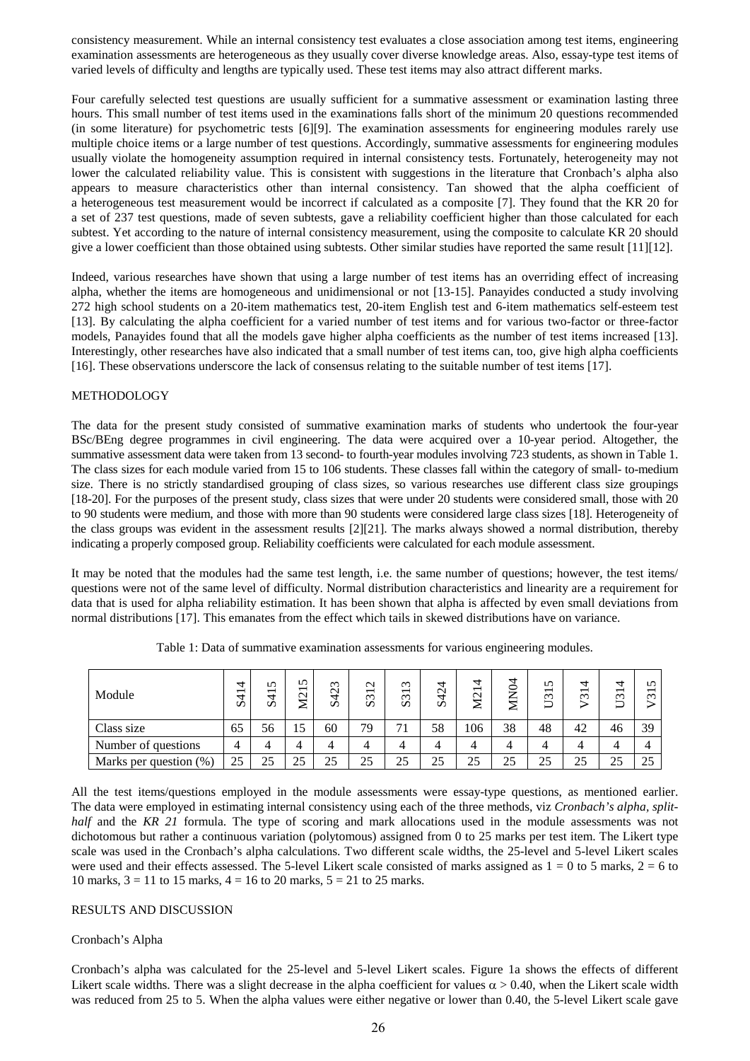consistency measurement. While an internal consistency test evaluates a close association among test items, engineering examination assessments are heterogeneous as they usually cover diverse knowledge areas. Also, essay-type test items of varied levels of difficulty and lengths are typically used. These test items may also attract different marks.

Four carefully selected test questions are usually sufficient for a summative assessment or examination lasting three hours. This small number of test items used in the examinations falls short of the minimum 20 questions recommended (in some literature) for psychometric tests [6][9]. The examination assessments for engineering modules rarely use multiple choice items or a large number of test questions. Accordingly, summative assessments for engineering modules usually violate the homogeneity assumption required in internal consistency tests. Fortunately, heterogeneity may not lower the calculated reliability value. This is consistent with suggestions in the literature that Cronbach's alpha also appears to measure characteristics other than internal consistency. Tan showed that the alpha coefficient of a heterogeneous test measurement would be incorrect if calculated as a composite [7]. They found that the KR 20 for a set of 237 test questions, made of seven subtests, gave a reliability coefficient higher than those calculated for each subtest. Yet according to the nature of internal consistency measurement, using the composite to calculate KR 20 should give a lower coefficient than those obtained using subtests. Other similar studies have reported the same result [11][12].

Indeed, various researches have shown that using a large number of test items has an overriding effect of increasing alpha, whether the items are homogeneous and unidimensional or not [13-15]. Panayides conducted a study involving 272 high school students on a 20-item mathematics test, 20-item English test and 6-item mathematics self-esteem test [13]. By calculating the alpha coefficient for a varied number of test items and for various two-factor or three-factor models, Panayides found that all the models gave higher alpha coefficients as the number of test items increased [13]. Interestingly, other researches have also indicated that a small number of test items can, too, give high alpha coefficients [16]. These observations underscore the lack of consensus relating to the suitable number of test items [17].

## METHODOLOGY

The data for the present study consisted of summative examination marks of students who undertook the four-year BSc/BEng degree programmes in civil engineering. The data were acquired over a 10-year period. Altogether, the summative assessment data were taken from 13 second- to fourth-year modules involving 723 students, as shown in Table 1. The class sizes for each module varied from 15 to 106 students. These classes fall within the category of small- to-medium size. There is no strictly standardised grouping of class sizes, so various researches use different class size groupings [18-20]. For the purposes of the present study, class sizes that were under 20 students were considered small, those with 20 to 90 students were medium, and those with more than 90 students were considered large class sizes [18]. Heterogeneity of the class groups was evident in the assessment results [2][21]. The marks always showed a normal distribution, thereby indicating a properly composed group. Reliability coefficients were calculated for each module assessment.

It may be noted that the modules had the same test length, i.e. the same number of questions; however, the test items/ questions were not of the same level of difficulty. Normal distribution characteristics and linearity are a requirement for data that is used for alpha reliability estimation. It has been shown that alpha is affected by even small deviations from normal distributions [17]. This emanates from the effect which tails in skewed distributions have on variance.

Table 1: Data of summative examination assessments for various engineering modules.

| Module | S414 | S415 | M215 | S423 | S312 | S313 | S424 | M214 | MN04 | U315 | V314 | U314 | V315 |
|---|---|---|---|---|---|---|---|---|---|---|---|---|---|
| Class size | 65 | 56 | 15 | 60 | 79 | 71 | 58 | 106 | 38 | 48 | 42 | 46 | 39 |
| Number of questions | 4 | 4 | 4 | 4 | 4 | 4 | 4 | 4 | 4 | 4 | 4 | 4 | 4 |
| Marks per question (%) | 25 | 25 | 25 | 25 | 25 | 25 | 25 | 25 | 25 | 25 | 25 | 25 | 25 |

All the test items/questions employed in the module assessments were essay-type questions, as mentioned earlier. The data were employed in estimating internal consistency using each of the three methods, viz *Cronbach's alpha*, *split-half* and the *KR 21* formula. The type of scoring and mark allocations used in the module assessments was not dichotomous but rather a continuous variation (polytomous) assigned from 0 to 25 marks per test item. The Likert type scale was used in the Cronbach's alpha calculations. Two different scale widths, the 25-level and 5-level Likert scales were used and their effects assessed. The 5-level Likert scale consisted of marks assigned as 1 = 0 to 5 marks, 2 = 6 to 10 marks, 3 = 11 to 15 marks, 4 = 16 to 20 marks, 5 = 21 to 25 marks.

## RESULTS AND DISCUSSION

### Cronbach's Alpha

Cronbach's alpha was calculated for the 25-level and 5-level Likert scales. Figure 1a shows the effects of different Likert scale widths. There was a slight decrease in the alpha coefficient for values $\alpha > 0.40$, when the Likert scale width was reduced from 25 to 5. When the alpha values were either negative or lower than 0.40, the 5-level Likert scale gave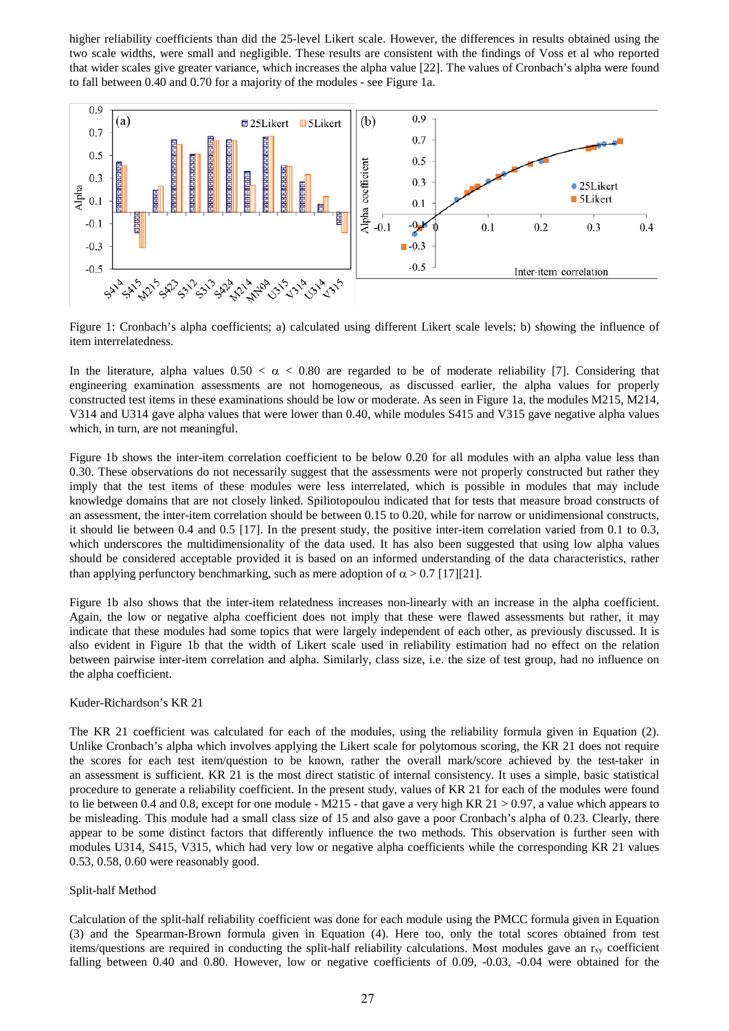higher reliability coefficients than did the 25-level Likert scale. However, the differences in results obtained using the two scale widths, were small and negligible. These results are consistent with the findings of Voss et al who reported that wider scales give greater variance, which increases the alpha value [22]. The values of Cronbach's alpha were found to fall between 0.40 and 0.70 for a majority of the modules - see Figure 1a.

Figure 1: Cronbach's alpha coefficients; a) calculated using different Likert scale levels; b) showing the influence of item interrelatedness.

In the literature, alpha values $0.50 < \alpha < 0.80$ are regarded to be of moderate reliability [7]. Considering that engineering examination assessments are not homogeneous, as discussed earlier, the alpha values for properly constructed test items in these examinations should be low or moderate. As seen in Figure 1a, the modules M215, M214, V314 and U314 gave alpha values that were lower than 0.40, while modules S415 and V315 gave negative alpha values which, in turn, are not meaningful.

Figure 1b shows the inter-item correlation coefficient to be below 0.20 for all modules with an alpha value less than 0.30. These observations do not necessarily suggest that the assessments were not properly constructed but rather they imply that the test items of these modules were less interrelated, which is possible in modules that may include knowledge domains that are not closely linked. Spiliotopoulou indicated that for tests that measure broad constructs of an assessment, the inter-item correlation should be between 0.15 to 0.20, while for narrow or unidimensional constructs, it should lie between 0.4 and 0.5 [17]. In the present study, the positive inter-item correlation varied from 0.1 to 0.3, which underscores the multidimensionality of the data used. It has also been suggested that using low alpha values should be considered acceptable provided it is based on an informed understanding of the data characteristics, rather than applying perfunctory benchmarking, such as mere adoption of $\alpha > 0.7$ [17][21].

Figure 1b also shows that the inter-item relatedness increases non-linearly with an increase in the alpha coefficient. Again, the low or negative alpha coefficient does not imply that these were flawed assessments but rather, it may indicate that these modules had some topics that were largely independent of each other, as previously discussed. It is also evident in Figure 1b that the width of Likert scale used in reliability estimation had no effect on the relation between pairwise inter-item correlation and alpha. Similarly, class size, i.e. the size of test group, had no influence on the alpha coefficient.

Kuder-Richardson's KR 21

The KR 21 coefficient was calculated for each of the modules, using the reliability formula given in Equation (2). Unlike Cronbach's alpha which involves applying the Likert scale for polytomous scoring, the KR 21 does not require the scores for each test item/question to be known, rather the overall mark/score achieved by the test-taker in an assessment is sufficient. KR 21 is the most direct statistic of internal consistency. It uses a simple, basic statistical procedure to generate a reliability coefficient. In the present study, values of KR 21 for each of the modules were found to lie between 0.4 and 0.8, except for one module - M215 - that gave a very high KR 21 > 0.97, a value which appears to be misleading. This module had a small class size of 15 and also gave a poor Cronbach's alpha of 0.23. Clearly, there appear to be some distinct factors that differently influence the two methods. This observation is further seen with modules U314, S415, V315, which had very low or negative alpha coefficients while the corresponding KR 21 values 0.53, 0.58, 0.60 were reasonably good.

Split-half Method

Calculation of the split-half reliability coefficient was done for each module using the PMCC formula given in Equation (3) and the Spearman-Brown formula given in Equation (4). Here too, only the total scores obtained from test items/questions are required in conducting the split-half reliability calculations. Most modules gave an $r_{xy}$ coefficient falling between 0.40 and 0.80. However, low or negative coefficients of 0.09, -0.03, -0.04 were obtained for the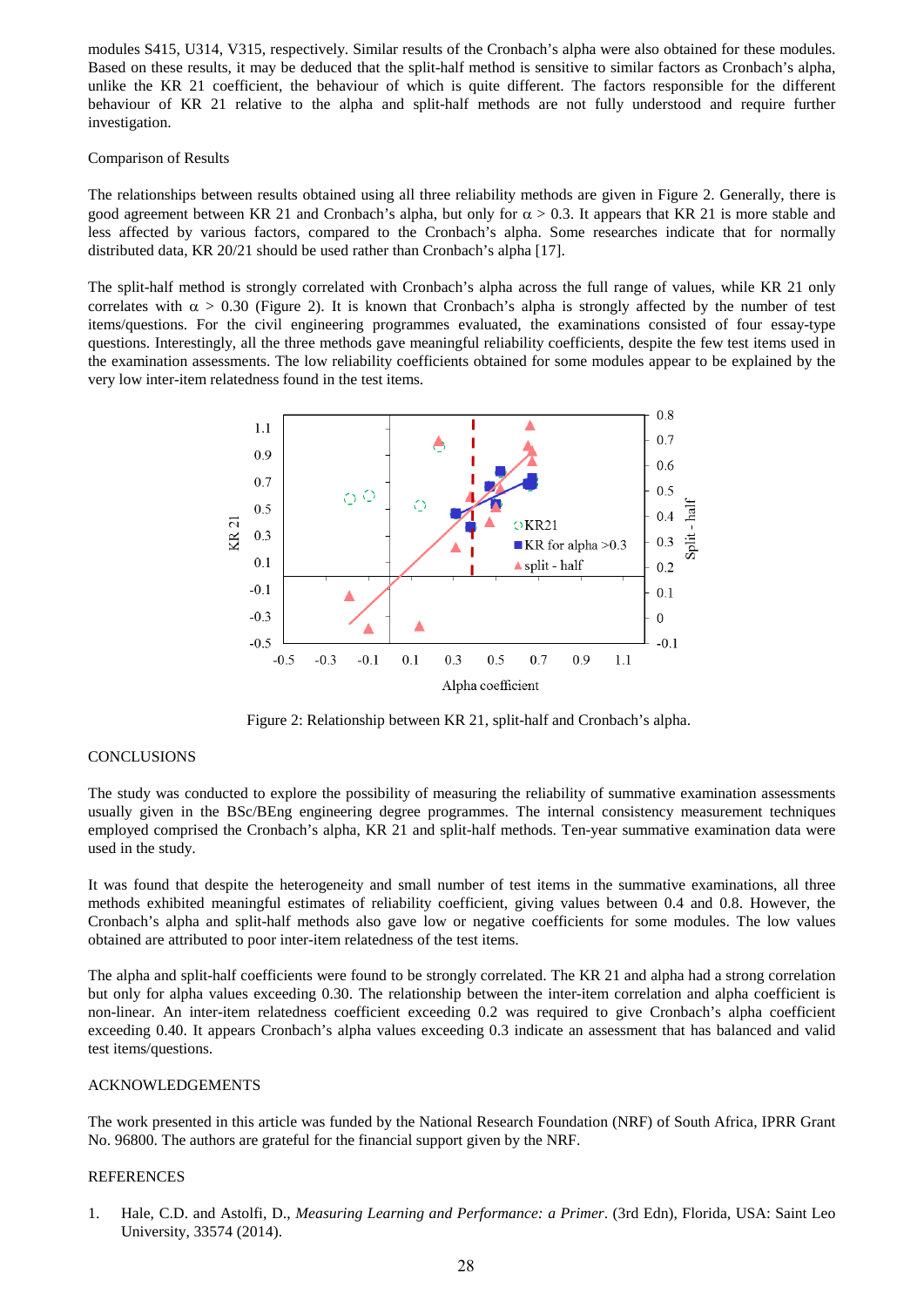modules S415, U314, V315, respectively. Similar results of the Cronbach's alpha were also obtained for these modules. Based on these results, it may be deduced that the split-half method is sensitive to similar factors as Cronbach's alpha, unlike the KR 21 coefficient, the behaviour of which is quite different. The factors responsible for the different behaviour of KR 21 relative to the alpha and split-half methods are not fully understood and require further investigation.

Comparison of Results

The relationships between results obtained using all three reliability methods are given in Figure 2. Generally, there is good agreement between KR 21 and Cronbach's alpha, but only for $\alpha > 0.3$. It appears that KR 21 is more stable and less affected by various factors, compared to the Cronbach's alpha. Some researches indicate that for normally distributed data, KR 20/21 should be used rather than Cronbach's alpha [17].

The split-half method is strongly correlated with Cronbach's alpha across the full range of values, while KR 21 only correlates with $\alpha > 0.30$ (Figure 2). It is known that Cronbach's alpha is strongly affected by the number of test items/questions. For the civil engineering programmes evaluated, the examinations consisted of four essay-type questions. Interestingly, all the three methods gave meaningful reliability coefficients, despite the few test items used in the examination assessments. The low reliability coefficients obtained for some modules appear to be explained by the very low inter-item relatedness found in the test items.

Figure 2: Relationship between KR 21, split-half and Cronbach's alpha.

CONCLUSIONS

The study was conducted to explore the possibility of measuring the reliability of summative examination assessments usually given in the BSc/BEng engineering degree programmes. The internal consistency measurement techniques employed comprised the Cronbach's alpha, KR 21 and split-half methods. Ten-year summative examination data were used in the study.

It was found that despite the heterogeneity and small number of test items in the summative examinations, all three methods exhibited meaningful estimates of reliability coefficient, giving values between 0.4 and 0.8. However, the Cronbach's alpha and split-half methods also gave low or negative coefficients for some modules. The low values obtained are attributed to poor inter-item relatedness of the test items.

The alpha and split-half coefficients were found to be strongly correlated. The KR 21 and alpha had a strong correlation but only for alpha values exceeding 0.30. The relationship between the inter-item correlation and alpha coefficient is non-linear. An inter-item relatedness coefficient exceeding 0.2 was required to give Cronbach's alpha coefficient exceeding 0.40. It appears Cronbach's alpha values exceeding 0.3 indicate an assessment that has balanced and valid test items/questions.

ACKNOWLEDGEMENTS

The work presented in this article was funded by the National Research Foundation (NRF) of South Africa, IPRR Grant No. 96800. The authors are grateful for the financial support given by the NRF.

REFERENCES

1. Hale, C.D. and Astolfi, D., *Measuring Learning and Performance: a Primer*. (3rd Edn), Florida, USA: Saint Leo University, 33574 (2014).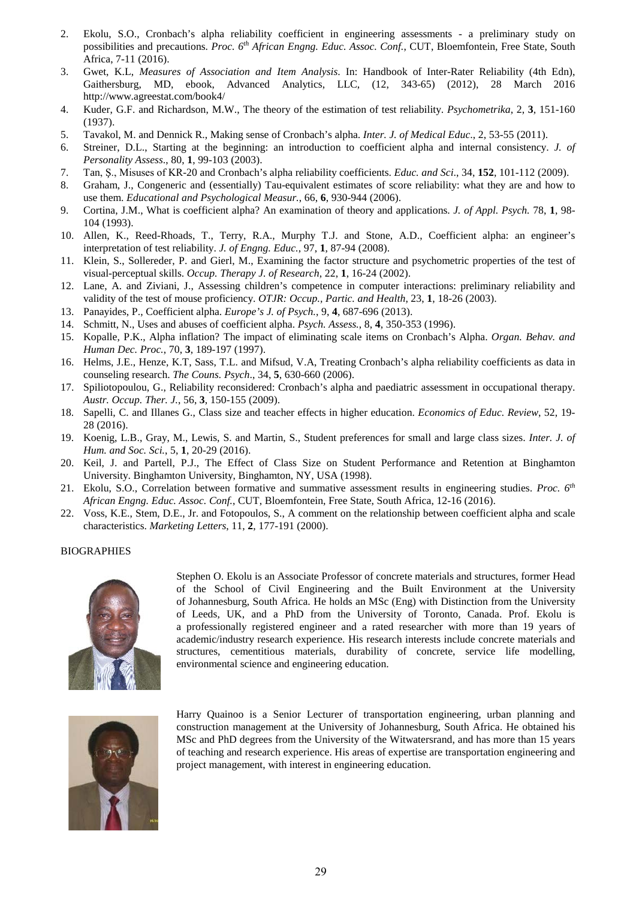2. Ekolu, S.O., Cronbach's alpha reliability coefficient in engineering assessments - a preliminary study on possibilities and precautions. *Proc. 6th African Engng. Educ. Assoc. Conf.*, CUT, Bloemfontein, Free State, South Africa, 7-11 (2016).
3. Gwet, K.L, *Measures of Association and Item Analysis.* In: Handbook of Inter-Rater Reliability (4th Edn), Gaithersburg, MD, ebook, Advanced Analytics, LLC, (12, 343-65) (2012), 28 March 2016 http://www.agreestat.com/book4/
4. Kuder, G.F. and Richardson, M.W., The theory of the estimation of test reliability. *Psychometrika*, 2, **3**, 151-160 (1937).
5. Tavakol, M. and Dennick R., Making sense of Cronbach's alpha. *Inter. J. of Medical Educ.*, 2, 53-55 (2011).
6. Streiner, D.L., Starting at the beginning: an introduction to coefficient alpha and internal consistency. *J. of Personality Assess.*, 80, **1**, 99-103 (2003).
7. Tan, Ş., Misuses of KR-20 and Cronbach's alpha reliability coefficients. *Educ. and Sci.*, 34, **152**, 101-112 (2009).
8. Graham, J., Congeneric and (essentially) Tau-equivalent estimates of score reliability: what they are and how to use them. *Educational and Psychological Measur.*, 66, **6**, 930-944 (2006).
9. Cortina, J.M., What is coefficient alpha? An examination of theory and applications. *J. of Appl. Psych.* 78, **1**, 98-104 (1993).
10. Allen, K., Reed-Rhoads, T., Terry, R.A., Murphy T.J. and Stone, A.D., Coefficient alpha: an engineer's interpretation of test reliability. *J. of Engng. Educ.*, 97, **1**, 87-94 (2008).
11. Klein, S., Sollereder, P. and Gierl, M., Examining the factor structure and psychometric properties of the test of visual-perceptual skills. *Occup. Therapy J. of Research*, 22, **1**, 16-24 (2002).
12. Lane, A. and Ziviani, J., Assessing children's competence in computer interactions: preliminary reliability and validity of the test of mouse proficiency. *OTJR: Occup., Partic. and Health*, 23, **1**, 18-26 (2003).
13. Panayides, P., Coefficient alpha. *Europe's J. of Psych.*, 9, **4**, 687-696 (2013).
14. Schmitt, N., Uses and abuses of coefficient alpha. *Psych. Assess.*, 8, **4**, 350-353 (1996).
15. Kopalle, P.K., Alpha inflation? The impact of eliminating scale items on Cronbach's Alpha. *Organ. Behav. and Human Dec. Proc.*, 70, **3**, 189-197 (1997).
16. Helms, J.E., Henze, K.T, Sass, T.L. and Mifsud, V.A, Treating Cronbach's alpha reliability coefficients as data in counseling research. *The Couns. Psych*., 34, **5**, 630-660 (2006).
17. Spiliotopoulou, G., Reliability reconsidered: Cronbach's alpha and paediatric assessment in occupational therapy. *Austr. Occup. Ther. J.*, 56, **3**, 150-155 (2009).
18. Sapelli, C. and Illanes G., Class size and teacher effects in higher education. *Economics of Educ. Review*, 52, 19-28 (2016).
19. Koenig, L.B., Gray, M., Lewis, S. and Martin, S., Student preferences for small and large class sizes. *Inter. J. of Hum. and Soc. Sci.*, 5, **1**, 20-29 (2016).
20. Keil, J. and Partell, P.J., The Effect of Class Size on Student Performance and Retention at Binghamton University. Binghamton University, Binghamton, NY, USA (1998).
21. Ekolu, S.O., Correlation between formative and summative assessment results in engineering studies. *Proc. 6th African Engng. Educ. Assoc. Conf.*, CUT, Bloemfontein, Free State, South Africa, 12-16 (2016).
22. Voss, K.E., Stem, D.E., Jr. and Fotopoulos, S., A comment on the relationship between coefficient alpha and scale characteristics. *Marketing Letters*, 11, **2**, 177-191 (2000).

BIOGRAPHIES

Stephen O. Ekolu is an Associate Professor of concrete materials and structures, former Head of the School of Civil Engineering and the Built Environment at the University of Johannesburg, South Africa. He holds an MSc (Eng) with Distinction from the University of Leeds, UK, and a PhD from the University of Toronto, Canada. Prof. Ekolu is a professionally registered engineer and a rated researcher with more than 19 years of academic/industry research experience. His research interests include concrete materials and structures, cementitious materials, durability of concrete, service life modelling, environmental science and engineering education.

Harry Quainoo is a Senior Lecturer of transportation engineering, urban planning and construction management at the University of Johannesburg, South Africa. He obtained his MSc and PhD degrees from the University of the Witwatersrand, and has more than 15 years of teaching and research experience. His areas of expertise are transportation engineering and project management, with interest in engineering education.